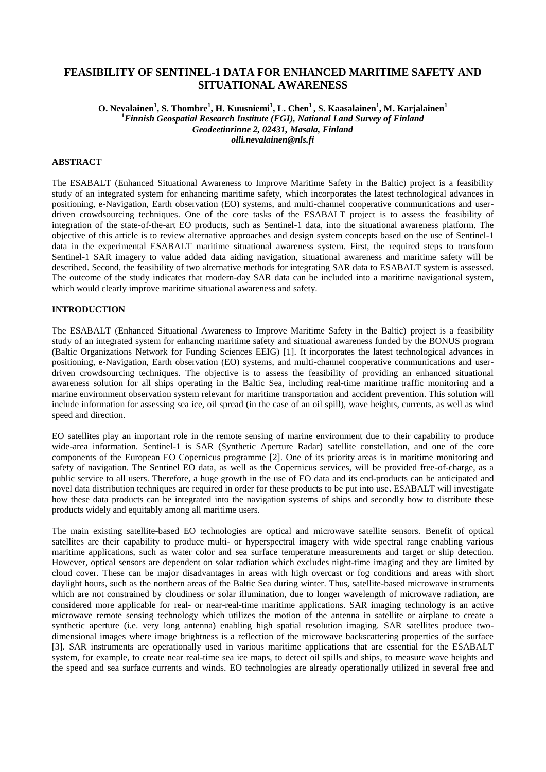# FEASIBILITY OF SENTINEL-1 DATA FOR ENHANCED MARITIME SAFETY AND SITUATIONAL AWARENESS

**O. Nevalainen[1], S. Thombre[1], H. Kuusniemi[1], L. Chen[1] , S. Kaasalainen[1], M. Karjalainen[1]**
**[1]*Finnish Geospatial Research Institute (FGI), National Land Survey of Finland***
***Geodeetinrinne 2, 02431, Masala, Finland***
***olli.nevalainen@nls.fi***

## ABSTRACT

The ESABALT (Enhanced Situational Awareness to Improve Maritime Safety in the Baltic) project is a feasibility study of an integrated system for enhancing maritime safety, which incorporates the latest technological advances in positioning, e-Navigation, Earth observation (EO) systems, and multi-channel cooperative communications and user-driven crowdsourcing techniques. One of the core tasks of the ESABALT project is to assess the feasibility of integration of the state-of-the-art EO products, such as Sentinel-1 data, into the situational awareness platform. The objective of this article is to review alternative approaches and design system concepts based on the use of Sentinel-1 data in the experimental ESABALT maritime situational awareness system. First, the required steps to transform Sentinel-1 SAR imagery to value added data aiding navigation, situational awareness and maritime safety will be described. Second, the feasibility of two alternative methods for integrating SAR data to ESABALT system is assessed. The outcome of the study indicates that modern-day SAR data can be included into a maritime navigational system, which would clearly improve maritime situational awareness and safety.

## INTRODUCTION

The ESABALT (Enhanced Situational Awareness to Improve Maritime Safety in the Baltic) project is a feasibility study of an integrated system for enhancing maritime safety and situational awareness funded by the BONUS program (Baltic Organizations Network for Funding Sciences EEIG) [1]. It incorporates the latest technological advances in positioning, e-Navigation, Earth observation (EO) systems, and multi-channel cooperative communications and user-driven crowdsourcing techniques. The objective is to assess the feasibility of providing an enhanced situational awareness solution for all ships operating in the Baltic Sea, including real-time maritime traffic monitoring and a marine environment observation system relevant for maritime transportation and accident prevention. This solution will include information for assessing sea ice, oil spread (in the case of an oil spill), wave heights, currents, as well as wind speed and direction.

EO satellites play an important role in the remote sensing of marine environment due to their capability to produce wide-area information. Sentinel-1 is SAR (Synthetic Aperture Radar) satellite constellation, and one of the core components of the European EO Copernicus programme [2]. One of its priority areas is in maritime monitoring and safety of navigation. The Sentinel EO data, as well as the Copernicus services, will be provided free-of-charge, as a public service to all users. Therefore, a huge growth in the use of EO data and its end-products can be anticipated and novel data distribution techniques are required in order for these products to be put into use. ESABALT will investigate how these data products can be integrated into the navigation systems of ships and secondly how to distribute these products widely and equitably among all maritime users.

The main existing satellite-based EO technologies are optical and microwave satellite sensors. Benefit of optical satellites are their capability to produce multi- or hyperspectral imagery with wide spectral range enabling various maritime applications, such as water color and sea surface temperature measurements and target or ship detection. However, optical sensors are dependent on solar radiation which excludes night-time imaging and they are limited by cloud cover. These can be major disadvantages in areas with high overcast or fog conditions and areas with short daylight hours, such as the northern areas of the Baltic Sea during winter. Thus, satellite-based microwave instruments which are not constrained by cloudiness or solar illumination, due to longer wavelength of microwave radiation, are considered more applicable for real- or near-real-time maritime applications. SAR imaging technology is an active microwave remote sensing technology which utilizes the motion of the antenna in satellite or airplane to create a synthetic aperture (i.e. very long antenna) enabling high spatial resolution imaging. SAR satellites produce two-dimensional images where image brightness is a reflection of the microwave backscattering properties of the surface [3]. SAR instruments are operationally used in various maritime applications that are essential for the ESABALT system, for example, to create near real-time sea ice maps, to detect oil spills and ships, to measure wave heights and the speed and sea surface currents and winds. EO technologies are already operationally utilized in several free and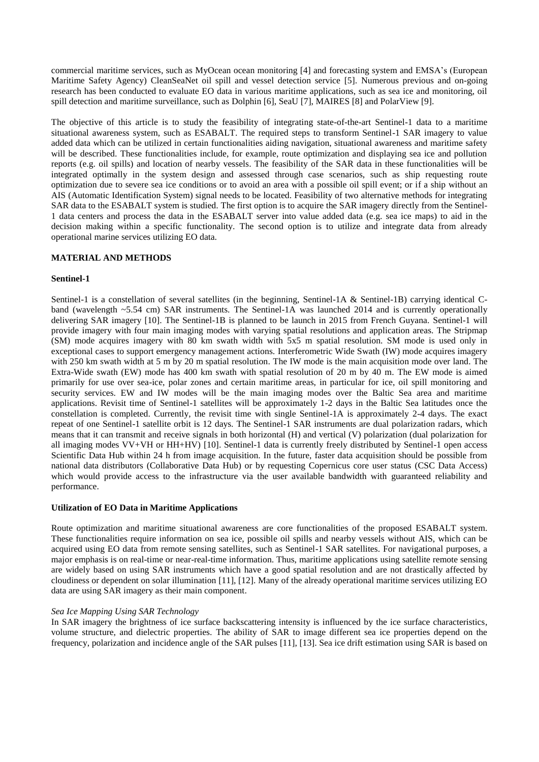commercial maritime services, such as MyOcean ocean monitoring [4] and forecasting system and EMSA's (European Maritime Safety Agency) CleanSeaNet oil spill and vessel detection service [5]. Numerous previous and on-going research has been conducted to evaluate EO data in various maritime applications, such as sea ice and monitoring, oil spill detection and maritime surveillance, such as Dolphin [6], SeaU [7], MAIRES [8] and PolarView [9].

The objective of this article is to study the feasibility of integrating state-of-the-art Sentinel-1 data to a maritime situational awareness system, such as ESABALT. The required steps to transform Sentinel-1 SAR imagery to value added data which can be utilized in certain functionalities aiding navigation, situational awareness and maritime safety will be described. These functionalities include, for example, route optimization and displaying sea ice and pollution reports (e.g. oil spills) and location of nearby vessels. The feasibility of the SAR data in these functionalities will be integrated optimally in the system design and assessed through case scenarios, such as ship requesting route optimization due to severe sea ice conditions or to avoid an area with a possible oil spill event; or if a ship without an AIS (Automatic Identification System) signal needs to be located. Feasibility of two alternative methods for integrating SAR data to the ESABALT system is studied. The first option is to acquire the SAR imagery directly from the Sentinel-1 data centers and process the data in the ESABALT server into value added data (e.g. sea ice maps) to aid in the decision making within a specific functionality. The second option is to utilize and integrate data from already operational marine services utilizing EO data.

## MATERIAL AND METHODS

### Sentinel-1

Sentinel-1 is a constellation of several satellites (in the beginning, Sentinel-1A & Sentinel-1B) carrying identical C-band (wavelength ~5.54 cm) SAR instruments. The Sentinel-1A was launched 2014 and is currently operationally delivering SAR imagery [10]. The Sentinel-1B is planned to be launch in 2015 from French Guyana. Sentinel-1 will provide imagery with four main imaging modes with varying spatial resolutions and application areas. The Stripmap (SM) mode acquires imagery with 80 km swath width with 5x5 m spatial resolution. SM mode is used only in exceptional cases to support emergency management actions. Interferometric Wide Swath (IW) mode acquires imagery with 250 km swath width at 5 m by 20 m spatial resolution. The IW mode is the main acquisition mode over land. The Extra-Wide swath (EW) mode has 400 km swath with spatial resolution of 20 m by 40 m. The EW mode is aimed primarily for use over sea-ice, polar zones and certain maritime areas, in particular for ice, oil spill monitoring and security services. EW and IW modes will be the main imaging modes over the Baltic Sea area and maritime applications. Revisit time of Sentinel-1 satellites will be approximately 1-2 days in the Baltic Sea latitudes once the constellation is completed. Currently, the revisit time with single Sentinel-1A is approximately 2-4 days. The exact repeat of one Sentinel-1 satellite orbit is 12 days. The Sentinel-1 SAR instruments are dual polarization radars, which means that it can transmit and receive signals in both horizontal (H) and vertical (V) polarization (dual polarization for all imaging modes VV+VH or HH+HV) [10]. Sentinel-1 data is currently freely distributed by Sentinel-1 open access Scientific Data Hub within 24 h from image acquisition. In the future, faster data acquisition should be possible from national data distributors (Collaborative Data Hub) or by requesting Copernicus core user status (CSC Data Access) which would provide access to the infrastructure via the user available bandwidth with guaranteed reliability and performance.

### Utilization of EO Data in Maritime Applications

Route optimization and maritime situational awareness are core functionalities of the proposed ESABALT system. These functionalities require information on sea ice, possible oil spills and nearby vessels without AIS, which can be acquired using EO data from remote sensing satellites, such as Sentinel-1 SAR satellites. For navigational purposes, a major emphasis is on real-time or near-real-time information. Thus, maritime applications using satellite remote sensing are widely based on using SAR instruments which have a good spatial resolution and are not drastically affected by cloudiness or dependent on solar illumination [11], [12]. Many of the already operational maritime services utilizing EO data are using SAR imagery as their main component.

*Sea Ice Mapping Using SAR Technology*

In SAR imagery the brightness of ice surface backscattering intensity is influenced by the ice surface characteristics, volume structure, and dielectric properties. The ability of SAR to image different sea ice properties depend on the frequency, polarization and incidence angle of the SAR pulses [11], [13]. Sea ice drift estimation using SAR is based on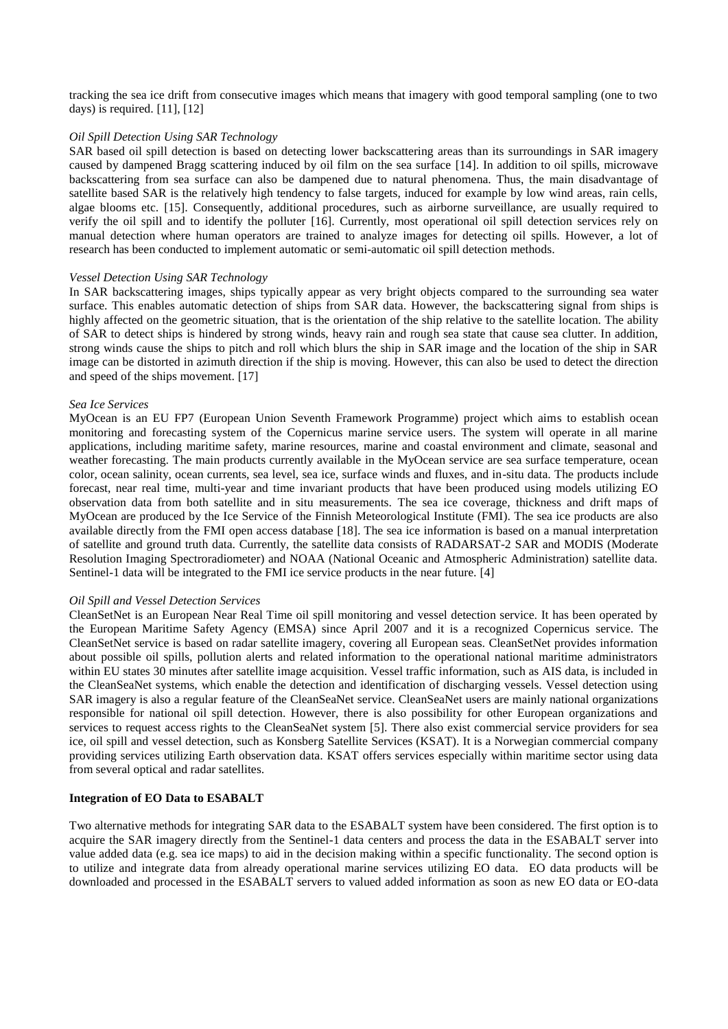tracking the sea ice drift from consecutive images which means that imagery with good temporal sampling (one to two days) is required. [11], [12]

*Oil Spill Detection Using SAR Technology*

SAR based oil spill detection is based on detecting lower backscattering areas than its surroundings in SAR imagery caused by dampened Bragg scattering induced by oil film on the sea surface [14]. In addition to oil spills, microwave backscattering from sea surface can also be dampened due to natural phenomena. Thus, the main disadvantage of satellite based SAR is the relatively high tendency to false targets, induced for example by low wind areas, rain cells, algae blooms etc. [15]. Consequently, additional procedures, such as airborne surveillance, are usually required to verify the oil spill and to identify the polluter [16]. Currently, most operational oil spill detection services rely on manual detection where human operators are trained to analyze images for detecting oil spills. However, a lot of research has been conducted to implement automatic or semi-automatic oil spill detection methods.

*Vessel Detection Using SAR Technology*

In SAR backscattering images, ships typically appear as very bright objects compared to the surrounding sea water surface. This enables automatic detection of ships from SAR data. However, the backscattering signal from ships is highly affected on the geometric situation, that is the orientation of the ship relative to the satellite location. The ability of SAR to detect ships is hindered by strong winds, heavy rain and rough sea state that cause sea clutter. In addition, strong winds cause the ships to pitch and roll which blurs the ship in SAR image and the location of the ship in SAR image can be distorted in azimuth direction if the ship is moving. However, this can also be used to detect the direction and speed of the ships movement. [17]

*Sea Ice Services*

MyOcean is an EU FP7 (European Union Seventh Framework Programme) project which aims to establish ocean monitoring and forecasting system of the Copernicus marine service users. The system will operate in all marine applications, including maritime safety, marine resources, marine and coastal environment and climate, seasonal and weather forecasting. The main products currently available in the MyOcean service are sea surface temperature, ocean color, ocean salinity, ocean currents, sea level, sea ice, surface winds and fluxes, and in-situ data. The products include forecast, near real time, multi-year and time invariant products that have been produced using models utilizing EO observation data from both satellite and in situ measurements. The sea ice coverage, thickness and drift maps of MyOcean are produced by the Ice Service of the Finnish Meteorological Institute (FMI). The sea ice products are also available directly from the FMI open access database [18]. The sea ice information is based on a manual interpretation of satellite and ground truth data. Currently, the satellite data consists of RADARSAT-2 SAR and MODIS (Moderate Resolution Imaging Spectroradiometer) and NOAA (National Oceanic and Atmospheric Administration) satellite data. Sentinel-1 data will be integrated to the FMI ice service products in the near future. [4]

*Oil Spill and Vessel Detection Services*

CleanSetNet is an European Near Real Time oil spill monitoring and vessel detection service. It has been operated by the European Maritime Safety Agency (EMSA) since April 2007 and it is a recognized Copernicus service. The CleanSetNet service is based on radar satellite imagery, covering all European seas. CleanSetNet provides information about possible oil spills, pollution alerts and related information to the operational national maritime administrators within EU states 30 minutes after satellite image acquisition. Vessel traffic information, such as AIS data, is included in the CleanSeaNet systems, which enable the detection and identification of discharging vessels. Vessel detection using SAR imagery is also a regular feature of the CleanSeaNet service. CleanSeaNet users are mainly national organizations responsible for national oil spill detection. However, there is also possibility for other European organizations and services to request access rights to the CleanSeaNet system [5]. There also exist commercial service providers for sea ice, oil spill and vessel detection, such as Konsberg Satellite Services (KSAT). It is a Norwegian commercial company providing services utilizing Earth observation data. KSAT offers services especially within maritime sector using data from several optical and radar satellites.

**Integration of EO Data to ESABALT**

Two alternative methods for integrating SAR data to the ESABALT system have been considered. The first option is to acquire the SAR imagery directly from the Sentinel-1 data centers and process the data in the ESABALT server into value added data (e.g. sea ice maps) to aid in the decision making within a specific functionality. The second option is to utilize and integrate data from already operational marine services utilizing EO data. EO data products will be downloaded and processed in the ESABALT servers to valued added information as soon as new EO data or EO-data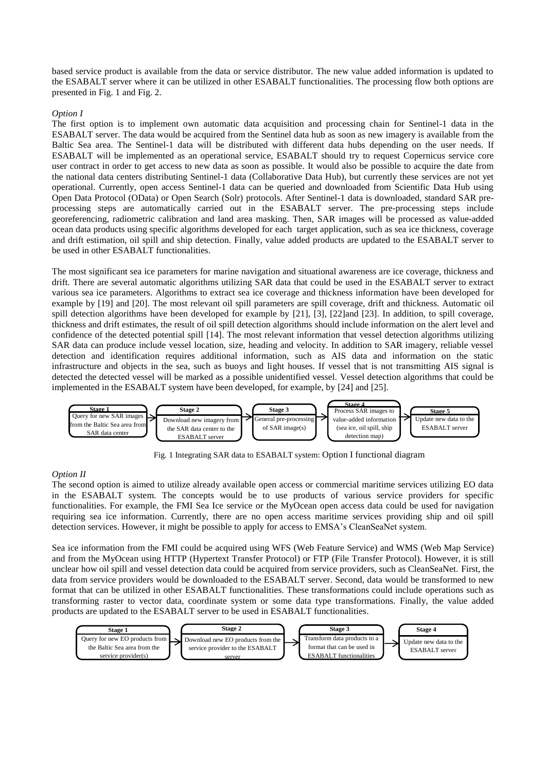based service product is available from the data or service distributor. The new value added information is updated to the ESABALT server where it can be utilized in other ESABALT functionalities. The processing flow both options are presented in Fig. 1 and Fig. 2.

*Option I*

The first option is to implement own automatic data acquisition and processing chain for Sentinel-1 data in the ESABALT server. The data would be acquired from the Sentinel data hub as soon as new imagery is available from the Baltic Sea area. The Sentinel-1 data will be distributed with different data hubs depending on the user needs. If ESABALT will be implemented as an operational service, ESABALT should try to request Copernicus service core user contract in order to get access to new data as soon as possible. It would also be possible to acquire the date from the national data centers distributing Sentinel-1 data (Collaborative Data Hub), but currently these services are not yet operational. Currently, open access Sentinel-1 data can be queried and downloaded from Scientific Data Hub using Open Data Protocol (OData) or Open Search (Solr) protocols. After Sentinel-1 data is downloaded, standard SAR pre-processing steps are automatically carried out in the ESABALT server. The pre-processing steps include georeferencing, radiometric calibration and land area masking. Then, SAR images will be processed as value-added ocean data products using specific algorithms developed for each target application, such as sea ice thickness, coverage and drift estimation, oil spill and ship detection. Finally, value added products are updated to the ESABALT server to be used in other ESABALT functionalities.

The most significant sea ice parameters for marine navigation and situational awareness are ice coverage, thickness and drift. There are several automatic algorithms utilizing SAR data that could be used in the ESABALT server to extract various sea ice parameters. Algorithms to extract sea ice coverage and thickness information have been developed for example by [19] and [20]. The most relevant oil spill parameters are spill coverage, drift and thickness. Automatic oil spill detection algorithms have been developed for example by [21], [3], [22]and [23]. In addition, to spill coverage, thickness and drift estimates, the result of oil spill detection algorithms should include information on the alert level and confidence of the detected potential spill [14]. The most relevant information that vessel detection algorithms utilizing SAR data can produce include vessel location, size, heading and velocity. In addition to SAR imagery, reliable vessel detection and identification requires additional information, such as AIS data and information on the static infrastructure and objects in the sea, such as buoys and light houses. If vessel that is not transmitting AIS signal is detected the detected vessel will be marked as a possible unidentified vessel. Vessel detection algorithms that could be implemented in the ESABALT system have been developed, for example, by [24] and [25].

| Stage 1 | Stage 2 | Stage 3 | Stage 4 | Stage 5 |
|---|---|---|---|---|
| Query for new SAR images from the Baltic Sea area from SAR data center | Download new imagery from the SAR data center to the ESABALT server | General pre-processing of SAR image(s) | Process SAR images to value-added information (sea ice, oil spill, ship detection map) | Update new data to the ESABALT server |

Fig. 1 Integrating SAR data to ESABALT system: Option I functional diagram

*Option II*

The second option is aimed to utilize already available open access or commercial maritime services utilizing EO data in the ESABALT system. The concepts would be to use products of various service providers for specific functionalities. For example, the FMI Sea Ice service or the MyOcean open access data could be used for navigation requiring sea ice information. Currently, there are no open access maritime services providing ship and oil spill detection services. However, it might be possible to apply for access to EMSA's CleanSeaNet system.

Sea ice information from the FMI could be acquired using WFS (Web Feature Service) and WMS (Web Map Service) and from the MyOcean using HTTP (Hypertext Transfer Protocol) or FTP (File Transfer Protocol). However, it is still unclear how oil spill and vessel detection data could be acquired from service providers, such as CleanSeaNet. First, the data from service providers would be downloaded to the ESABALT server. Second, data would be transformed to new format that can be utilized in other ESABALT functionalities. These transformations could include operations such as transforming raster to vector data, coordinate system or some data type transformations. Finally, the value added products are updated to the ESABALT server to be used in ESABALT functionalities.

| Stage 1 | Stage 2 | Stage 3 | Stage 4 |
|---|---|---|---|
| Query for new EO products from the Baltic Sea area from the service provider(s) | Download new EO products from the service provider to the ESABALT server | Transform data products to a format that can be used in ESABALT functionalities | Update new data to the ESABALT server |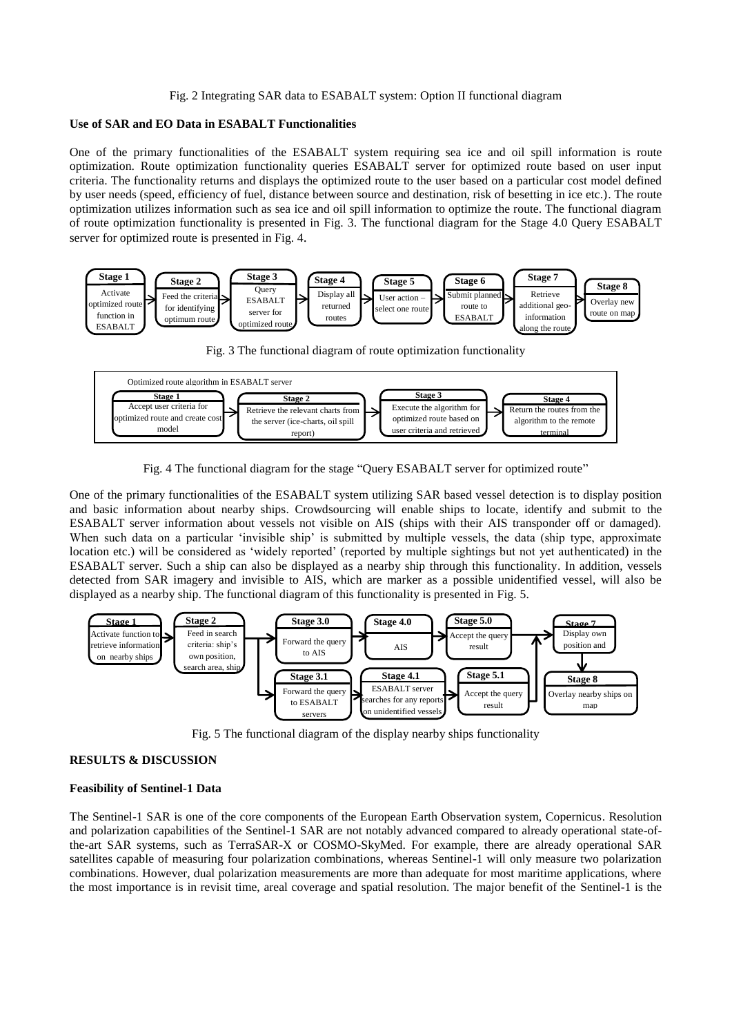Fig. 2 Integrating SAR data to ESABALT system: Option II functional diagram

### Use of SAR and EO Data in ESABALT Functionalities

One of the primary functionalities of the ESABALT system requiring sea ice and oil spill information is route optimization. Route optimization functionality queries ESABALT server for optimized route based on user input criteria. The functionality returns and displays the optimized route to the user based on a particular cost model defined by user needs (speed, efficiency of fuel, distance between source and destination, risk of besetting in ice etc.). The route optimization utilizes information such as sea ice and oil spill information to optimize the route. The functional diagram of route optimization functionality is presented in Fig. 3. The functional diagram for the Stage 4.0 Query ESABALT server for optimized route is presented in Fig. 4.

**Stage 1** Activate optimized route function in ESABALT → **Stage 2** Feed the criteria for identifying optimum route → **Stage 3** Query ESABALT server for optimized route → **Stage 4** Display all returned routes → **Stage 5** User action – select one route → **Stage 6** Submit planned route to ESABALT → **Stage 7** Retrieve additional geo-information along the route → **Stage 8** Overlay new route on map

Fig. 3 The functional diagram of route optimization functionality

Optimized route algorithm in ESABALT server

**Stage 1** Accept user criteria for optimized route and create cost model → **Stage 2** Retrieve the relevant charts from the server (ice-charts, oil spill report) → **Stage 3** Execute the algorithm for optimized route based on user criteria and retrieved → **Stage 4** Return the routes from the algorithm to the remote terminal

Fig. 4 The functional diagram for the stage "Query ESABALT server for optimized route"

One of the primary functionalities of the ESABALT system utilizing SAR based vessel detection is to display position and basic information about nearby ships. Crowdsourcing will enable ships to locate, identify and submit to the ESABALT server information about vessels not visible on AIS (ships with their AIS transponder off or damaged). When such data on a particular 'invisible ship' is submitted by multiple vessels, the data (ship type, approximate location etc.) will be considered as 'widely reported' (reported by multiple sightings but not yet authenticated) in the ESABALT server. Such a ship can also be displayed as a nearby ship through this functionality. In addition, vessels detected from SAR imagery and invisible to AIS, which are marker as a possible unidentified vessel, will also be displayed as a nearby ship. The functional diagram of this functionality is presented in Fig. 5.

**Stage 1** Activate function to retrieve information on nearby ships → **Stage 2** Feed in search criteria: ship's own position, search area, ship → **Stage 3.0** Forward the query to AIS → **Stage 4.0** AIS → **Stage 5.0** Accept the query result → **Stage 7** Display own position and → **Stage 8** Overlay nearby ships on map

**Stage 2** → **Stage 3.1** Forward the query to ESABALT servers → **Stage 4.1** ESABALT server searches for any reports on unidentified vessels → **Stage 5.1** Accept the query result → **Stage 7**

Fig. 5 The functional diagram of the display nearby ships functionality

## RESULTS & DISCUSSION

### Feasibility of Sentinel-1 Data

The Sentinel-1 SAR is one of the core components of the European Earth Observation system, Copernicus. Resolution and polarization capabilities of the Sentinel-1 SAR are not notably advanced compared to already operational state-of-the-art SAR systems, such as TerraSAR-X or COSMO-SkyMed. For example, there are already operational SAR satellites capable of measuring four polarization combinations, whereas Sentinel-1 will only measure two polarization combinations. However, dual polarization measurements are more than adequate for most maritime applications, where the most importance is in revisit time, areal coverage and spatial resolution. The major benefit of the Sentinel-1 is the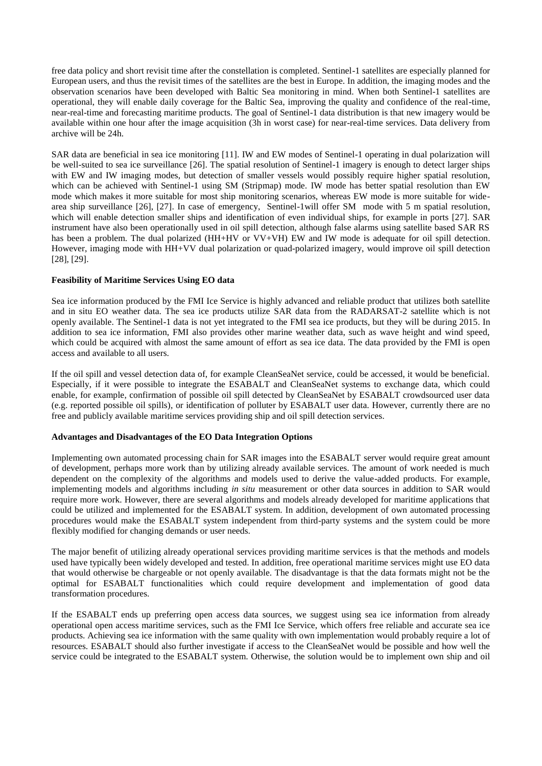free data policy and short revisit time after the constellation is completed. Sentinel-1 satellites are especially planned for European users, and thus the revisit times of the satellites are the best in Europe. In addition, the imaging modes and the observation scenarios have been developed with Baltic Sea monitoring in mind. When both Sentinel-1 satellites are operational, they will enable daily coverage for the Baltic Sea, improving the quality and confidence of the real-time, near-real-time and forecasting maritime products. The goal of Sentinel-1 data distribution is that new imagery would be available within one hour after the image acquisition (3h in worst case) for near-real-time services. Data delivery from archive will be 24h.

SAR data are beneficial in sea ice monitoring [11]. IW and EW modes of Sentinel-1 operating in dual polarization will be well-suited to sea ice surveillance [26]. The spatial resolution of Sentinel-1 imagery is enough to detect larger ships with EW and IW imaging modes, but detection of smaller vessels would possibly require higher spatial resolution, which can be achieved with Sentinel-1 using SM (Stripmap) mode. IW mode has better spatial resolution than EW mode which makes it more suitable for most ship monitoring scenarios, whereas EW mode is more suitable for wide-area ship surveillance [26], [27]. In case of emergency, Sentinel-1will offer SM mode with 5 m spatial resolution, which will enable detection smaller ships and identification of even individual ships, for example in ports [27]. SAR instrument have also been operationally used in oil spill detection, although false alarms using satellite based SAR RS has been a problem. The dual polarized (HH+HV or VV+VH) EW and IW mode is adequate for oil spill detection. However, imaging mode with HH+VV dual polarization or quad-polarized imagery, would improve oil spill detection [28], [29].

**Feasibility of Maritime Services Using EO data**

Sea ice information produced by the FMI Ice Service is highly advanced and reliable product that utilizes both satellite and in situ EO weather data. The sea ice products utilize SAR data from the RADARSAT-2 satellite which is not openly available. The Sentinel-1 data is not yet integrated to the FMI sea ice products, but they will be during 2015. In addition to sea ice information, FMI also provides other marine weather data, such as wave height and wind speed, which could be acquired with almost the same amount of effort as sea ice data. The data provided by the FMI is open access and available to all users.

If the oil spill and vessel detection data of, for example CleanSeaNet service, could be accessed, it would be beneficial. Especially, if it were possible to integrate the ESABALT and CleanSeaNet systems to exchange data, which could enable, for example, confirmation of possible oil spill detected by CleanSeaNet by ESABALT crowdsourced user data (e.g. reported possible oil spills), or identification of polluter by ESABALT user data. However, currently there are no free and publicly available maritime services providing ship and oil spill detection services.

**Advantages and Disadvantages of the EO Data Integration Options**

Implementing own automated processing chain for SAR images into the ESABALT server would require great amount of development, perhaps more work than by utilizing already available services. The amount of work needed is much dependent on the complexity of the algorithms and models used to derive the value-added products. For example, implementing models and algorithms including *in situ* measurement or other data sources in addition to SAR would require more work. However, there are several algorithms and models already developed for maritime applications that could be utilized and implemented for the ESABALT system. In addition, development of own automated processing procedures would make the ESABALT system independent from third-party systems and the system could be more flexibly modified for changing demands or user needs.

The major benefit of utilizing already operational services providing maritime services is that the methods and models used have typically been widely developed and tested. In addition, free operational maritime services might use EO data that would otherwise be chargeable or not openly available. The disadvantage is that the data formats might not be the optimal for ESABALT functionalities which could require development and implementation of good data transformation procedures.

If the ESABALT ends up preferring open access data sources, we suggest using sea ice information from already operational open access maritime services, such as the FMI Ice Service, which offers free reliable and accurate sea ice products. Achieving sea ice information with the same quality with own implementation would probably require a lot of resources. ESABALT should also further investigate if access to the CleanSeaNet would be possible and how well the service could be integrated to the ESABALT system. Otherwise, the solution would be to implement own ship and oil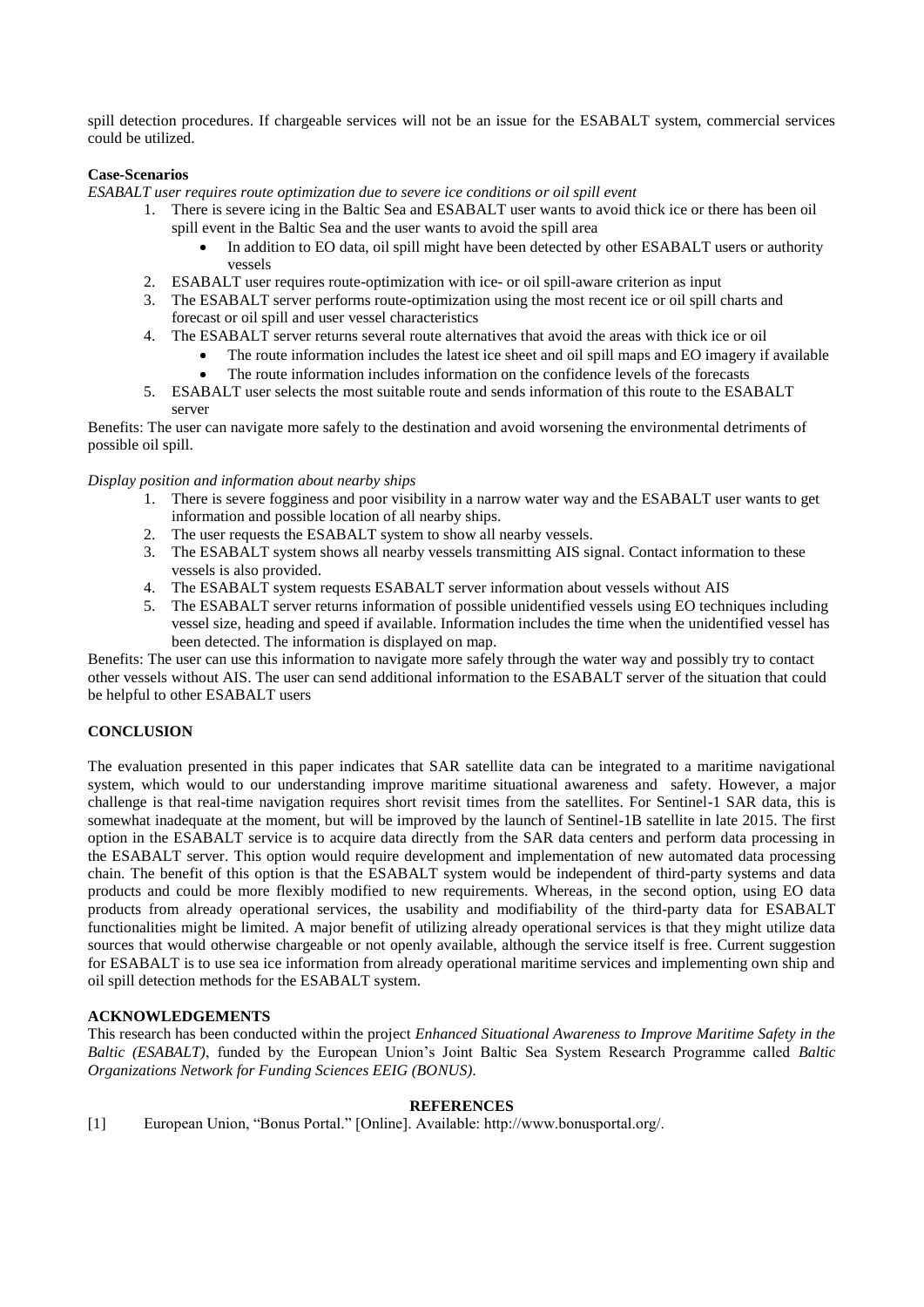spill detection procedures. If chargeable services will not be an issue for the ESABALT system, commercial services could be utilized.

**Case-Scenarios**

*ESABALT user requires route optimization due to severe ice conditions or oil spill event*

1. There is severe icing in the Baltic Sea and ESABALT user wants to avoid thick ice or there has been oil spill event in the Baltic Sea and the user wants to avoid the spill area
   - In addition to EO data, oil spill might have been detected by other ESABALT users or authority vessels
2. ESABALT user requires route-optimization with ice- or oil spill-aware criterion as input
3. The ESABALT server performs route-optimization using the most recent ice or oil spill charts and forecast or oil spill and user vessel characteristics
4. The ESABALT server returns several route alternatives that avoid the areas with thick ice or oil
   - The route information includes the latest ice sheet and oil spill maps and EO imagery if available
   - The route information includes information on the confidence levels of the forecasts
5. ESABALT user selects the most suitable route and sends information of this route to the ESABALT server

Benefits: The user can navigate more safely to the destination and avoid worsening the environmental detriments of possible oil spill.

*Display position and information about nearby ships*

1. There is severe fogginess and poor visibility in a narrow water way and the ESABALT user wants to get information and possible location of all nearby ships.
2. The user requests the ESABALT system to show all nearby vessels.
3. The ESABALT system shows all nearby vessels transmitting AIS signal. Contact information to these vessels is also provided.
4. The ESABALT system requests ESABALT server information about vessels without AIS
5. The ESABALT server returns information of possible unidentified vessels using EO techniques including vessel size, heading and speed if available. Information includes the time when the unidentified vessel has been detected. The information is displayed on map.

Benefits: The user can use this information to navigate more safely through the water way and possibly try to contact other vessels without AIS. The user can send additional information to the ESABALT server of the situation that could be helpful to other ESABALT users

## CONCLUSION

The evaluation presented in this paper indicates that SAR satellite data can be integrated to a maritime navigational system, which would to our understanding improve maritime situational awareness and safety. However, a major challenge is that real-time navigation requires short revisit times from the satellites. For Sentinel-1 SAR data, this is somewhat inadequate at the moment, but will be improved by the launch of Sentinel-1B satellite in late 2015. The first option in the ESABALT service is to acquire data directly from the SAR data centers and perform data processing in the ESABALT server. This option would require development and implementation of new automated data processing chain. The benefit of this option is that the ESABALT system would be independent of third-party systems and data products and could be more flexibly modified to new requirements. Whereas, in the second option, using EO data products from already operational services, the usability and modifiability of the third-party data for ESABALT functionalities might be limited. A major benefit of utilizing already operational services is that they might utilize data sources that would otherwise chargeable or not openly available, although the service itself is free. Current suggestion for ESABALT is to use sea ice information from already operational maritime services and implementing own ship and oil spill detection methods for the ESABALT system.

## ACKNOWLEDGEMENTS

This research has been conducted within the project *Enhanced Situational Awareness to Improve Maritime Safety in the Baltic (ESABALT)*, funded by the European Union's Joint Baltic Sea System Research Programme called *Baltic Organizations Network for Funding Sciences EEIG (BONUS)*.

## REFERENCES

[1] European Union, "Bonus Portal." [Online]. Available: http://www.bonusportal.org/.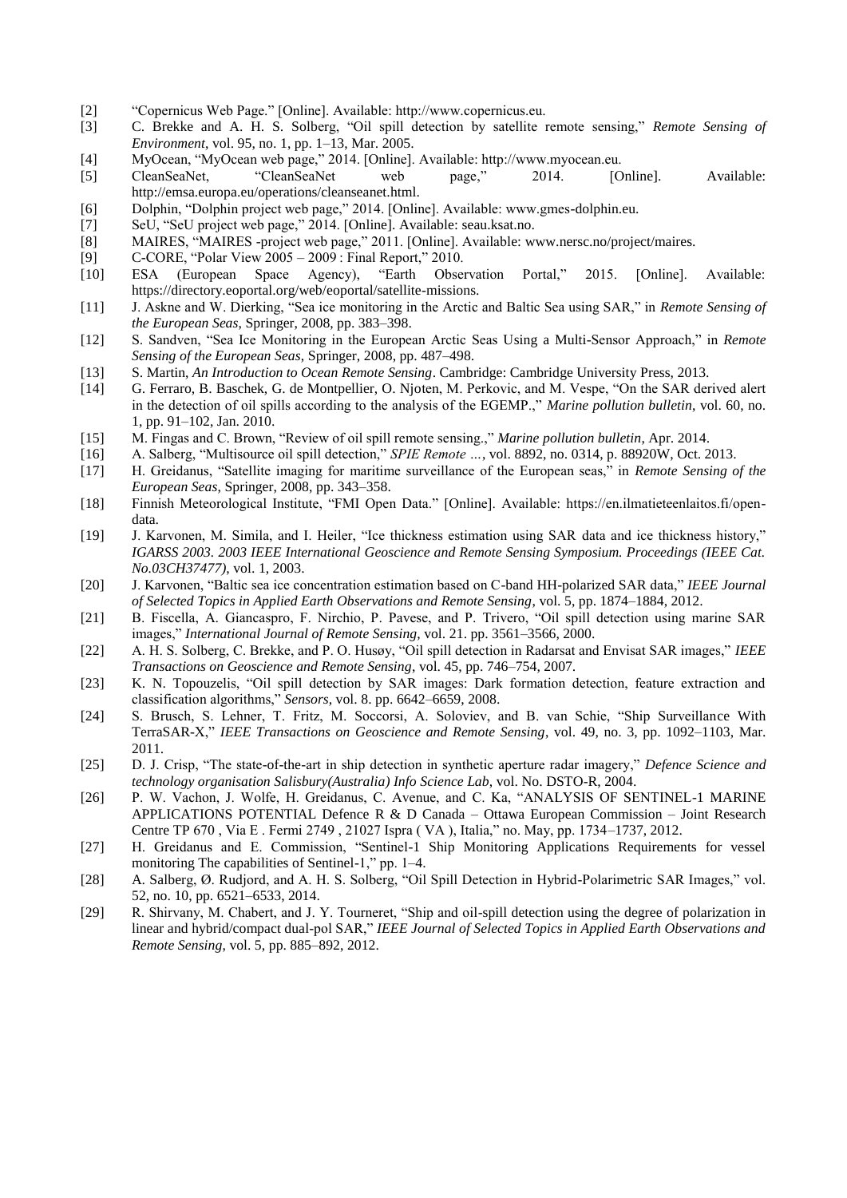[2] "Copernicus Web Page." [Online]. Available: http://www.copernicus.eu.

[3] C. Brekke and A. H. S. Solberg, "Oil spill detection by satellite remote sensing," *Remote Sensing of Environment*, vol. 95, no. 1, pp. 1–13, Mar. 2005.

[4] MyOcean, "MyOcean web page," 2014. [Online]. Available: http://www.myocean.eu.

[5] CleanSeaNet, "CleanSeaNet web page," 2014. [Online]. Available: http://emsa.europa.eu/operations/cleanseanet.html.

[6] Dolphin, "Dolphin project web page," 2014. [Online]. Available: www.gmes-dolphin.eu.

[7] SeU, "SeU project web page," 2014. [Online]. Available: seau.ksat.no.

[8] MAIRES, "MAIRES -project web page," 2011. [Online]. Available: www.nersc.no/project/maires.

[9] C-CORE, "Polar View 2005 – 2009 : Final Report," 2010.

[10] ESA (European Space Agency), "Earth Observation Portal," 2015. [Online]. Available: https://directory.eoportal.org/web/eoportal/satellite-missions.

[11] J. Askne and W. Dierking, "Sea ice monitoring in the Arctic and Baltic Sea using SAR," in *Remote Sensing of the European Seas*, Springer, 2008, pp. 383–398.

[12] S. Sandven, "Sea Ice Monitoring in the European Arctic Seas Using a Multi-Sensor Approach," in *Remote Sensing of the European Seas*, Springer, 2008, pp. 487–498.

[13] S. Martin, *An Introduction to Ocean Remote Sensing*. Cambridge: Cambridge University Press, 2013.

[14] G. Ferraro, B. Baschek, G. de Montpellier, O. Njoten, M. Perkovic, and M. Vespe, "On the SAR derived alert in the detection of oil spills according to the analysis of the EGEMP.," *Marine pollution bulletin*, vol. 60, no. 1, pp. 91–102, Jan. 2010.

[15] M. Fingas and C. Brown, "Review of oil spill remote sensing.," *Marine pollution bulletin*, Apr. 2014.

[16] A. Salberg, "Multisource oil spill detection," *SPIE Remote …*, vol. 8892, no. 0314, p. 88920W, Oct. 2013.

[17] H. Greidanus, "Satellite imaging for maritime surveillance of the European seas," in *Remote Sensing of the European Seas*, Springer, 2008, pp. 343–358.

[18] Finnish Meteorological Institute, "FMI Open Data." [Online]. Available: https://en.ilmatieteenlaitos.fi/open-data.

[19] J. Karvonen, M. Simila, and I. Heiler, "Ice thickness estimation using SAR data and ice thickness history," *IGARSS 2003. 2003 IEEE International Geoscience and Remote Sensing Symposium. Proceedings (IEEE Cat. No.03CH37477)*, vol. 1, 2003.

[20] J. Karvonen, "Baltic sea ice concentration estimation based on C-band HH-polarized SAR data," *IEEE Journal of Selected Topics in Applied Earth Observations and Remote Sensing*, vol. 5, pp. 1874–1884, 2012.

[21] B. Fiscella, A. Giancaspro, F. Nirchio, P. Pavese, and P. Trivero, "Oil spill detection using marine SAR images," *International Journal of Remote Sensing*, vol. 21. pp. 3561–3566, 2000.

[22] A. H. S. Solberg, C. Brekke, and P. O. Husøy, "Oil spill detection in Radarsat and Envisat SAR images," *IEEE Transactions on Geoscience and Remote Sensing*, vol. 45, pp. 746–754, 2007.

[23] K. N. Topouzelis, "Oil spill detection by SAR images: Dark formation detection, feature extraction and classification algorithms," *Sensors*, vol. 8. pp. 6642–6659, 2008.

[24] S. Brusch, S. Lehner, T. Fritz, M. Soccorsi, A. Soloviev, and B. van Schie, "Ship Surveillance With TerraSAR-X," *IEEE Transactions on Geoscience and Remote Sensing*, vol. 49, no. 3, pp. 1092–1103, Mar. 2011.

[25] D. J. Crisp, "The state-of-the-art in ship detection in synthetic aperture radar imagery," *Defence Science and technology organisation Salisbury(Australia) Info Science Lab*, vol. No. DSTO-R, 2004.

[26] P. W. Vachon, J. Wolfe, H. Greidanus, C. Avenue, and C. Ka, "ANALYSIS OF SENTINEL-1 MARINE APPLICATIONS POTENTIAL Defence R & D Canada – Ottawa European Commission – Joint Research Centre TP 670 , Via E . Fermi 2749 , 21027 Ispra ( VA ), Italia," no. May, pp. 1734–1737, 2012.

[27] H. Greidanus and E. Commission, "Sentinel-1 Ship Monitoring Applications Requirements for vessel monitoring The capabilities of Sentinel-1," pp. 1–4.

[28] A. Salberg, Ø. Rudjord, and A. H. S. Solberg, "Oil Spill Detection in Hybrid-Polarimetric SAR Images," vol. 52, no. 10, pp. 6521–6533, 2014.

[29] R. Shirvany, M. Chabert, and J. Y. Tourneret, "Ship and oil-spill detection using the degree of polarization in linear and hybrid/compact dual-pol SAR," *IEEE Journal of Selected Topics in Applied Earth Observations and Remote Sensing*, vol. 5, pp. 885–892, 2012.